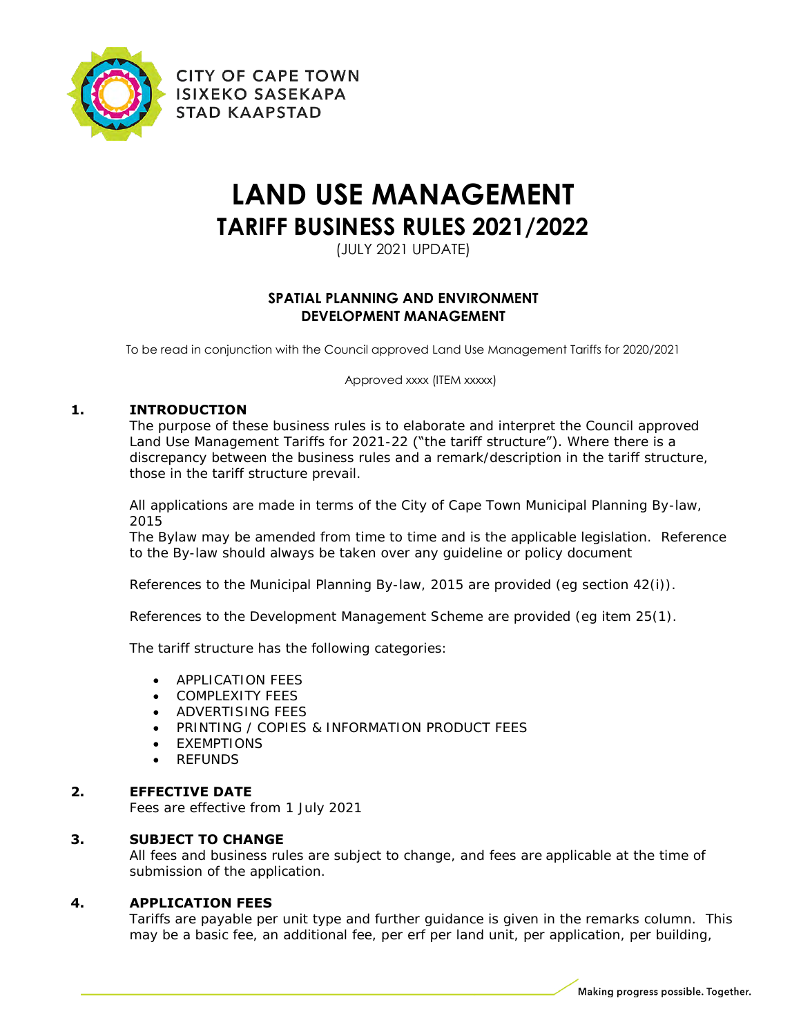CITY OF CAPE TOWN
ISIXEKO SASEKAPA
STAD KAAPSTAD

# LAND USE MANAGEMENT
## TARIFF BUSINESS RULES 2021/2022

(JULY 2021 UPDATE)

**SPATIAL PLANNING AND ENVIRONMENT**
**DEVELOPMENT MANAGEMENT**

To be read in conjunction with the Council approved Land Use Management Tariffs for 2020/2021

Approved xxxx (ITEM xxxxx)

### 1. INTRODUCTION

The purpose of these business rules is to elaborate and interpret the Council approved Land Use Management Tariffs for 2021-22 ("the tariff structure"). Where there is a discrepancy between the business rules and a remark/description in the tariff structure, those in the tariff structure prevail.

All applications are made in terms of the City of Cape Town Municipal Planning By-law, 2015
The Bylaw may be amended from time to time and is the applicable legislation. Reference to the By-law should always be taken over any guideline or policy document

References to the Municipal Planning By-law, 2015 are provided (eg section 42(i)).

References to the Development Management Scheme are provided (eg item 25(1).

The tariff structure has the following categories:

- APPLICATION FEES
- COMPLEXITY FEES
- ADVERTISING FEES
- PRINTING / COPIES & INFORMATION PRODUCT FEES
- EXEMPTIONS
- REFUNDS

### 2. EFFECTIVE DATE

Fees are effective from 1 July 2021

### 3. SUBJECT TO CHANGE

All fees and business rules are subject to change, and fees are applicable at the time of submission of the application.

### 4. APPLICATION FEES

Tariffs are payable per unit type and further guidance is given in the remarks column. This may be a basic fee, an additional fee, per erf per land unit, per application, per building,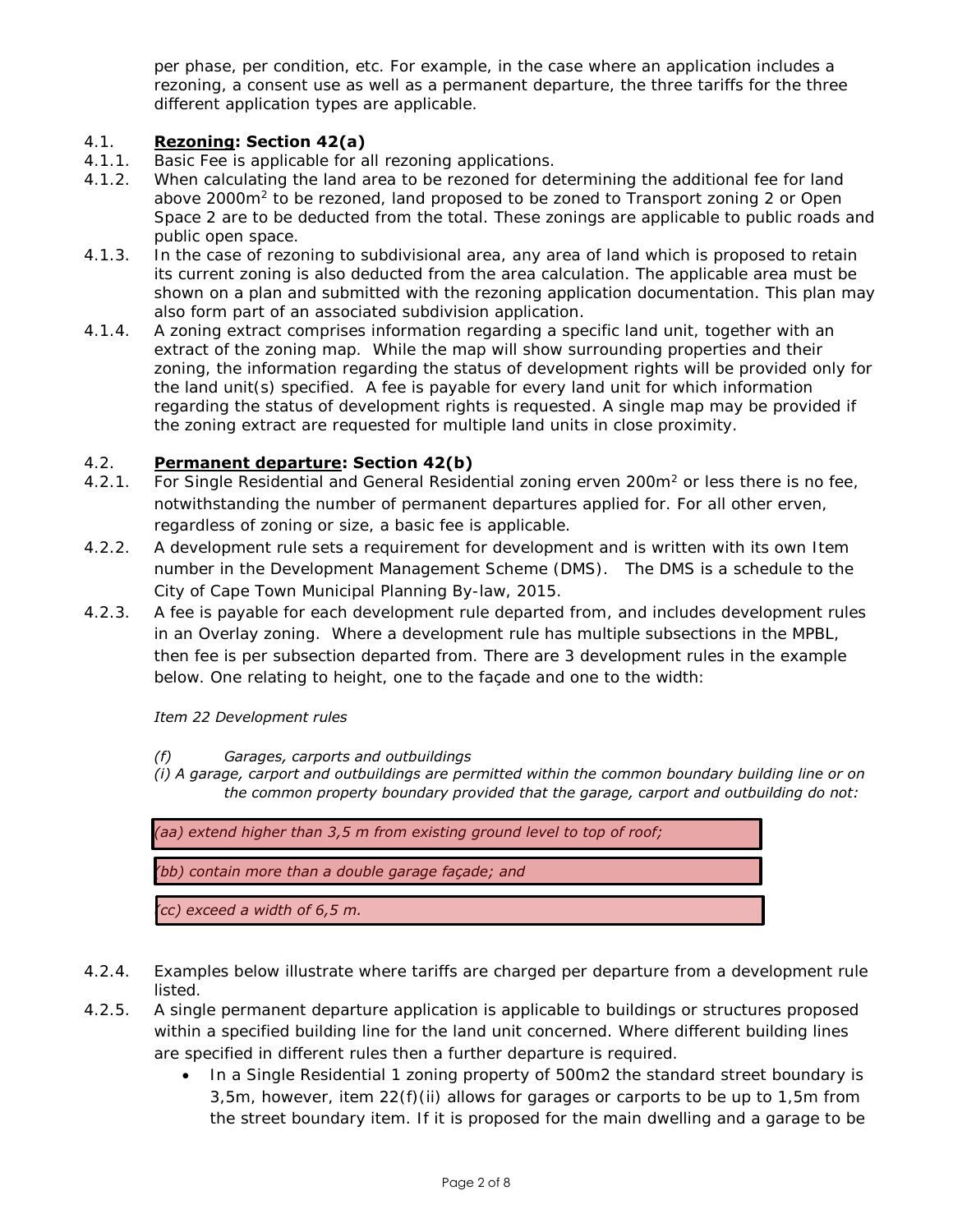per phase, per condition, etc. For example, in the case where an application includes a rezoning, a consent use as well as a permanent departure, the three tariffs for the three different application types are applicable.

4.1. **Rezoning: Section 42(a)**

4.1.1. Basic Fee is applicable for all rezoning applications.

4.1.2. When calculating the land area to be rezoned for determining the additional fee for land above 2000m$^2$ to be rezoned, land proposed to be zoned to Transport zoning 2 or Open Space 2 are to be deducted from the total. These zonings are applicable to public roads and public open space.

4.1.3. In the case of rezoning to subdivisional area, any area of land which is proposed to retain its current zoning is also deducted from the area calculation. The applicable area must be shown on a plan and submitted with the rezoning application documentation. This plan may also form part of an associated subdivision application.

4.1.4. A zoning extract comprises information regarding a specific land unit, together with an extract of the zoning map. While the map will show surrounding properties and their zoning, the information regarding the status of development rights will be provided only for the land unit(s) specified. A fee is payable for every land unit for which information regarding the status of development rights is requested. A single map may be provided if the zoning extract are requested for multiple land units in close proximity.

4.2. **Permanent departure: Section 42(b)**

4.2.1. For Single Residential and General Residential zoning erven 200m$^2$ or less there is no fee, notwithstanding the number of permanent departures applied for. For all other erven, regardless of zoning or size, a basic fee is applicable.

4.2.2. A development rule sets a requirement for development and is written with its own Item number in the Development Management Scheme (DMS). The DMS is a schedule to the City of Cape Town Municipal Planning By-law, 2015.

4.2.3. A fee is payable for each development rule departed from, and includes development rules in an Overlay zoning. Where a development rule has multiple subsections in the MPBL, then fee is per subsection departed from. There are 3 development rules in the example below. One relating to height, one to the façade and one to the width:

*Item 22 Development rules*

*(f) Garages, carports and outbuildings*

*(i) A garage, carport and outbuildings are permitted within the common boundary building line or on the common property boundary provided that the garage, carport and outbuilding do not:*

*(aa) extend higher than 3,5 m from existing ground level to top of roof;*

*(bb) contain more than a double garage façade; and*

*(cc) exceed a width of 6,5 m.*

4.2.4. Examples below illustrate where tariffs are charged per departure from a development rule listed.

4.2.5. A single permanent departure application is applicable to buildings or structures proposed within a specified building line for the land unit concerned. Where different building lines are specified in different rules then a further departure is required.

- In a Single Residential 1 zoning property of 500m2 the standard street boundary is 3,5m, however, item 22(f)(ii) allows for garages or carports to be up to 1,5m from the street boundary item. If it is proposed for the main dwelling and a garage to be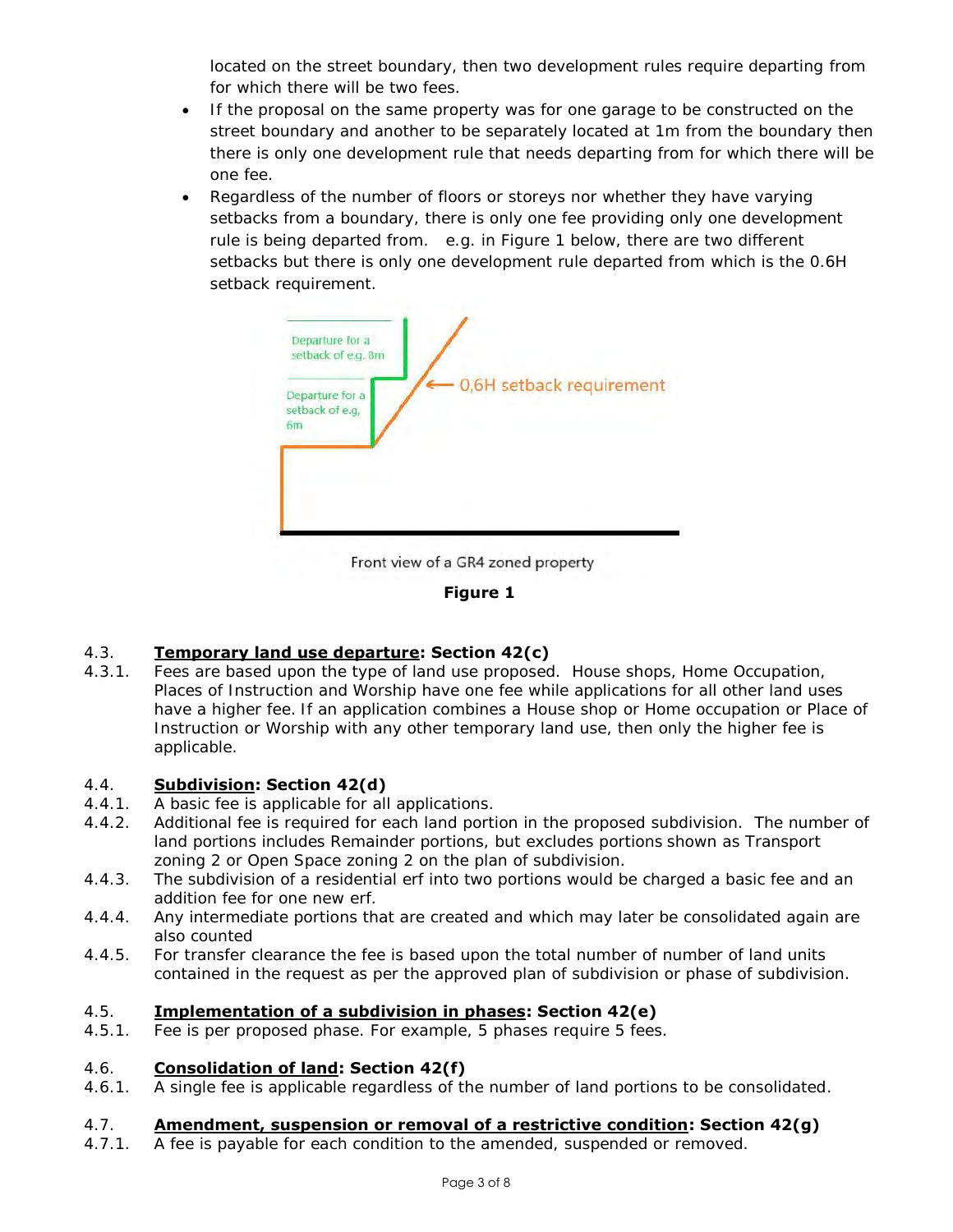located on the street boundary, then two development rules require departing from for which there will be two fees.

- If the proposal on the same property was for one garage to be constructed on the street boundary and another to be separately located at 1m from the boundary then there is only one development rule that needs departing from for which there will be one fee.
- Regardless of the number of floors or storeys nor whether they have varying setbacks from a boundary, there is only one fee providing only one development rule is being departed from. e.g. in Figure 1 below, there are two different setbacks but there is only one development rule departed from which is the 0.6H setback requirement.

Departure for a setback of e.g. 8m

Departure for a setback of e.g, 6m

0,6H setback requirement

Front view of a GR4 zoned property

**Figure 1**

4.3. **Temporary land use departure: Section 42(c)**

4.3.1. Fees are based upon the type of land use proposed. House shops, Home Occupation, Places of Instruction and Worship have one fee while applications for all other land uses have a higher fee. If an application combines a House shop or Home occupation or Place of Instruction or Worship with any other temporary land use, then only the higher fee is applicable.

4.4. **Subdivision: Section 42(d)**

4.4.1. A basic fee is applicable for all applications.

4.4.2. Additional fee is required for each land portion in the proposed subdivision. The number of land portions includes Remainder portions, but excludes portions shown as Transport zoning 2 or Open Space zoning 2 on the plan of subdivision.

4.4.3. The subdivision of a residential erf into two portions would be charged a basic fee and an addition fee for one new erf.

4.4.4. Any intermediate portions that are created and which may later be consolidated again are also counted

4.4.5. For transfer clearance the fee is based upon the total number of number of land units contained in the request as per the approved plan of subdivision or phase of subdivision.

4.5. **Implementation of a subdivision in phases: Section 42(e)**

4.5.1. Fee is per proposed phase. For example, 5 phases require 5 fees.

4.6. **Consolidation of land: Section 42(f)**

4.6.1. A single fee is applicable regardless of the number of land portions to be consolidated.

4.7. **Amendment, suspension or removal of a restrictive condition: Section 42(g)**

4.7.1. A fee is payable for each condition to the amended, suspended or removed.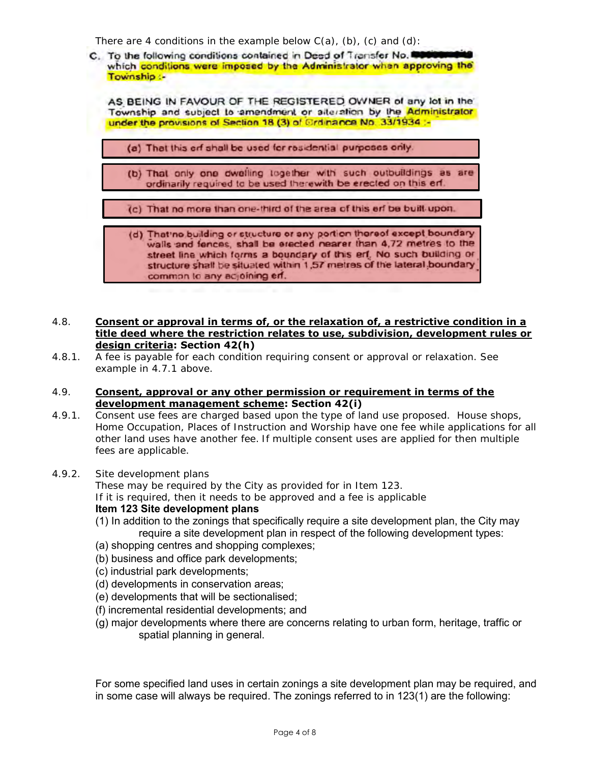There are 4 conditions in the example below C(a), (b), (c) and (d):

C. To the following conditions contained in Deed of Transfer No. ██████ which conditions were imposed by the Administrator when approving the Township :-

AS BEING IN FAVOUR OF THE REGISTERED OWNER of any lot in the Township and subject to amendment or alteration by the Administrator under the provisions of Section 18 (3) of Ordinance No. 33/1934 :-

(a) That this erf shall be used for residential purposes only.

(b) That only one dwelling together with such outbuildings as are ordinarily required to be used therewith be erected on this erf.

(c) That no more than one-third of the area of this erf be built upon.

(d) That no building or structure or any portion thereof except boundary walls and fences, shall be erected nearer than 4,72 metres to the street line which forms a boundary of this erf. No such building or structure shall be situated within 1,57 metres of the lateral boundary common to any adjoining erf.

4.8. **Consent or approval in terms of, or the relaxation of, a restrictive condition in a title deed where the restriction relates to use, subdivision, development rules or design criteria: Section 42(h)**

4.8.1. A fee is payable for each condition requiring consent or approval or relaxation. See example in 4.7.1 above.

4.9. **Consent, approval or any other permission or requirement in terms of the development management scheme: Section 42(i)**

4.9.1. Consent use fees are charged based upon the type of land use proposed. House shops, Home Occupation, Places of Instruction and Worship have one fee while applications for all other land uses have another fee. If multiple consent uses are applied for then multiple fees are applicable.

4.9.2. Site development plans

These may be required by the City as provided for in Item 123.

If it is required, then it needs to be approved and a fee is applicable

**Item 123 Site development plans**

(1) In addition to the zonings that specifically require a site development plan, the City may require a site development plan in respect of the following development types:

(a) shopping centres and shopping complexes;

(b) business and office park developments;

(c) industrial park developments;

(d) developments in conservation areas;

(e) developments that will be sectionalised;

(f) incremental residential developments; and

(g) major developments where there are concerns relating to urban form, heritage, traffic or spatial planning in general.

For some specified land uses in certain zonings a site development plan may be required, and in some case will always be required. The zonings referred to in 123(1) are the following: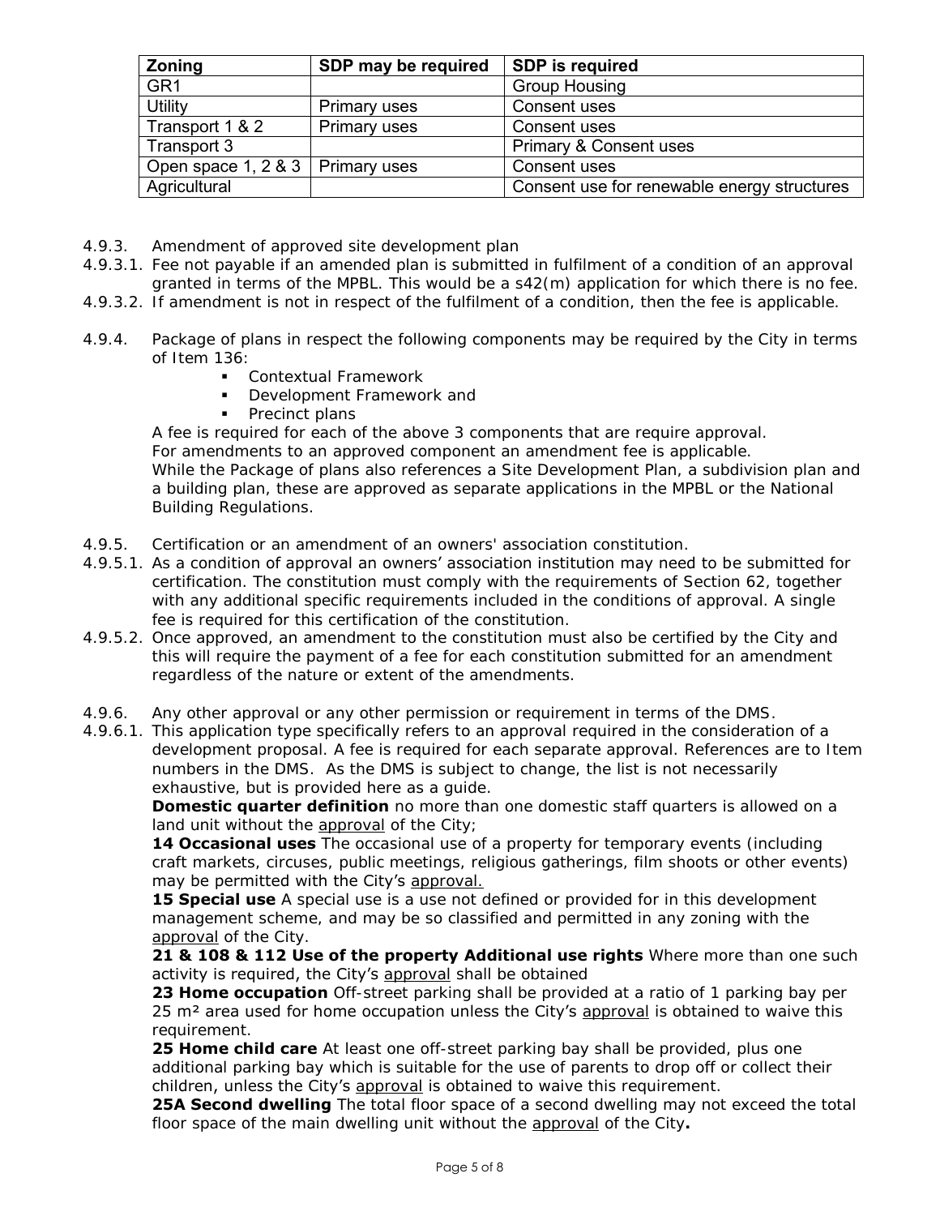| Zoning | SDP may be required | SDP is required |
|---|---|---|
| GR1 | | Group Housing |
| Utility | Primary uses | Consent uses |
| Transport 1 & 2 | Primary uses | Consent uses |
| Transport 3 | | Primary & Consent uses |
| Open space 1, 2 & 3 | Primary uses | Consent uses |
| Agricultural | | Consent use for renewable energy structures |

4.9.3. Amendment of approved site development plan

4.9.3.1. Fee not payable if an amended plan is submitted in fulfilment of a condition of an approval granted in terms of the MPBL. This would be a s42(m) application for which there is no fee.

4.9.3.2. If amendment is not in respect of the fulfilment of a condition, then the fee is applicable.

4.9.4. Package of plans in respect the following components may be required by the City in terms of Item 136:

- Contextual Framework
- Development Framework and
- Precinct plans

A fee is required for each of the above 3 components that are require approval.
For amendments to an approved component an amendment fee is applicable.
While the Package of plans also references a Site Development Plan, a subdivision plan and a building plan, these are approved as separate applications in the MPBL or the National Building Regulations.

4.9.5. Certification or an amendment of an owners' association constitution.

4.9.5.1. As a condition of approval an owners' association institution may need to be submitted for certification. The constitution must comply with the requirements of Section 62, together with any additional specific requirements included in the conditions of approval. A single fee is required for this certification of the constitution.

4.9.5.2. Once approved, an amendment to the constitution must also be certified by the City and this will require the payment of a fee for each constitution submitted for an amendment regardless of the nature or extent of the amendments.

4.9.6. Any other approval or any other permission or requirement in terms of the DMS.

4.9.6.1. This application type specifically refers to an approval required in the consideration of a development proposal. A fee is required for each separate approval. References are to Item numbers in the DMS. As the DMS is subject to change, the list is not necessarily exhaustive, but is provided here as a guide.

**Domestic quarter definition** no more than one domestic staff quarters is allowed on a land unit without the approval of the City;

**14 Occasional uses** The occasional use of a property for temporary events (including craft markets, circuses, public meetings, religious gatherings, film shoots or other events) may be permitted with the City's approval.

**15 Special use** A special use is a use not defined or provided for in this development management scheme, and may be so classified and permitted in any zoning with the approval of the City.

**21 & 108 & 112 Use of the property Additional use rights** Where more than one such activity is required, the City's approval shall be obtained

**23 Home occupation** Off-street parking shall be provided at a ratio of 1 parking bay per 25 m² area used for home occupation unless the City's approval is obtained to waive this requirement.

**25 Home child care** At least one off-street parking bay shall be provided, plus one additional parking bay which is suitable for the use of parents to drop off or collect their children, unless the City's approval is obtained to waive this requirement.

**25A Second dwelling** The total floor space of a second dwelling may not exceed the total floor space of the main dwelling unit without the approval of the City**.**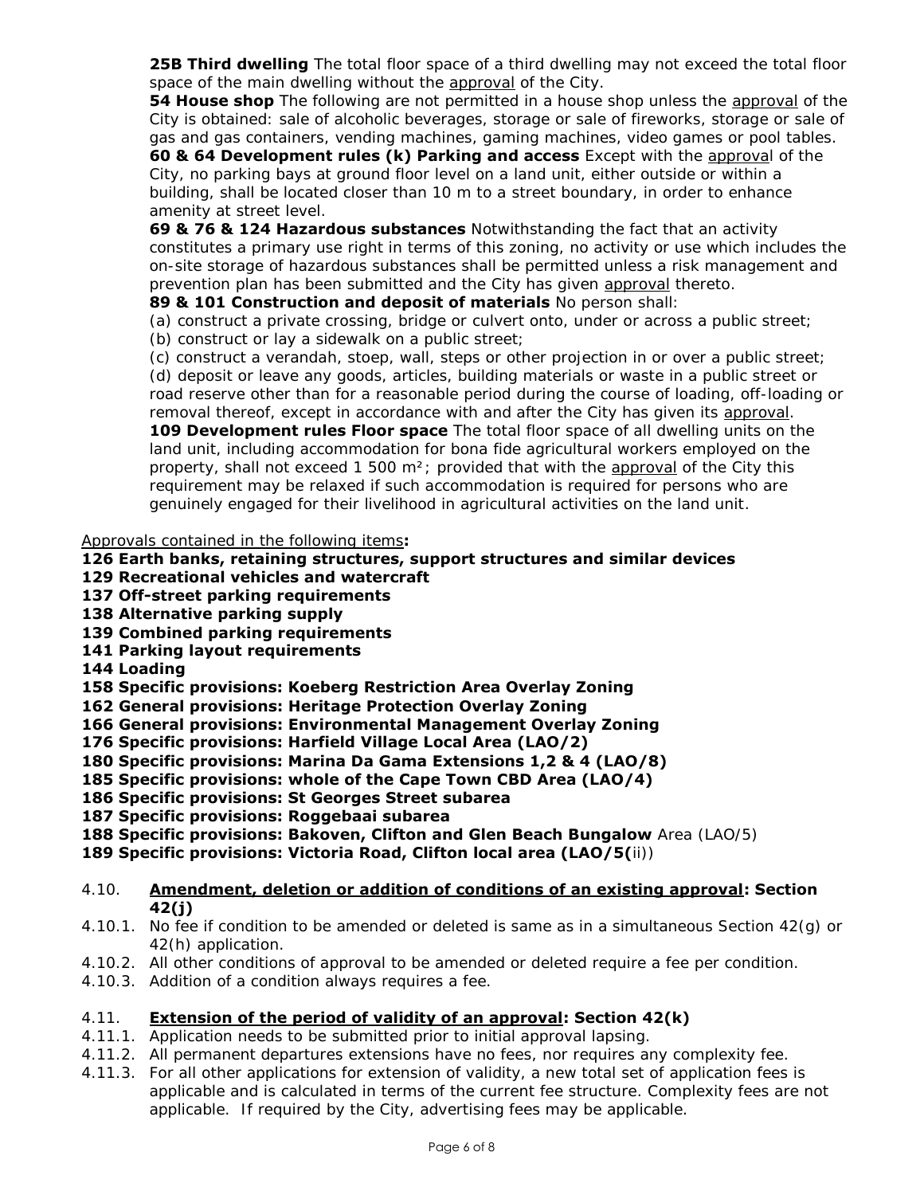**25B Third dwelling** The total floor space of a third dwelling may not exceed the total floor space of the main dwelling without the approval of the City.

**54 House shop** The following are not permitted in a house shop unless the approval of the City is obtained: sale of alcoholic beverages, storage or sale of fireworks, storage or sale of gas and gas containers, vending machines, gaming machines, video games or pool tables.

**60 & 64 Development rules (k) Parking and access** Except with the approval of the City, no parking bays at ground floor level on a land unit, either outside or within a building, shall be located closer than 10 m to a street boundary, in order to enhance amenity at street level.

**69 & 76 & 124 Hazardous substances** Notwithstanding the fact that an activity constitutes a primary use right in terms of this zoning, no activity or use which includes the on-site storage of hazardous substances shall be permitted unless a risk management and prevention plan has been submitted and the City has given approval thereto.

**89 & 101 Construction and deposit of materials** No person shall:

(a) construct a private crossing, bridge or culvert onto, under or across a public street;

(b) construct or lay a sidewalk on a public street;

(c) construct a verandah, stoep, wall, steps or other projection in or over a public street;

(d) deposit or leave any goods, articles, building materials or waste in a public street or road reserve other than for a reasonable period during the course of loading, off-loading or removal thereof, except in accordance with and after the City has given its approval.

**109 Development rules Floor space** The total floor space of all dwelling units on the land unit, including accommodation for bona fide agricultural workers employed on the property, shall not exceed 1 500 m²; provided that with the approval of the City this requirement may be relaxed if such accommodation is required for persons who are genuinely engaged for their livelihood in agricultural activities on the land unit.

Approvals contained in the following items**:**

**126 Earth banks, retaining structures, support structures and similar devices**
**129 Recreational vehicles and watercraft**
**137 Off-street parking requirements**
**138 Alternative parking supply**
**139 Combined parking requirements**
**141 Parking layout requirements**
**144 Loading**
**158 Specific provisions: Koeberg Restriction Area Overlay Zoning**
**162 General provisions: Heritage Protection Overlay Zoning**
**166 General provisions: Environmental Management Overlay Zoning**
**176 Specific provisions: Harfield Village Local Area (LAO/2)**
**180 Specific provisions: Marina Da Gama Extensions 1,2 & 4 (LAO/8)**
**185 Specific provisions: whole of the Cape Town CBD Area (LAO/4)**
**186 Specific provisions: St Georges Street subarea**
**187 Specific provisions: Roggebaai subarea**
**188 Specific provisions: Bakoven, Clifton and Glen Beach Bungalow** Area (LAO/5)
**189 Specific provisions: Victoria Road, Clifton local area (LAO/5(**ii))

4.10. **Amendment, deletion or addition of conditions of an existing approval: Section 42(j)**

4.10.1. No fee if condition to be amended or deleted is same as in a simultaneous Section 42(g) or 42(h) application.

4.10.2. All other conditions of approval to be amended or deleted require a fee per condition.

4.10.3. Addition of a condition always requires a fee.

4.11. **Extension of the period of validity of an approval: Section 42(k)**

4.11.1. Application needs to be submitted prior to initial approval lapsing.

4.11.2. All permanent departures extensions have no fees, nor requires any complexity fee.

4.11.3. For all other applications for extension of validity, a new total set of application fees is applicable and is calculated in terms of the current fee structure. Complexity fees are not applicable. If required by the City, advertising fees may be applicable.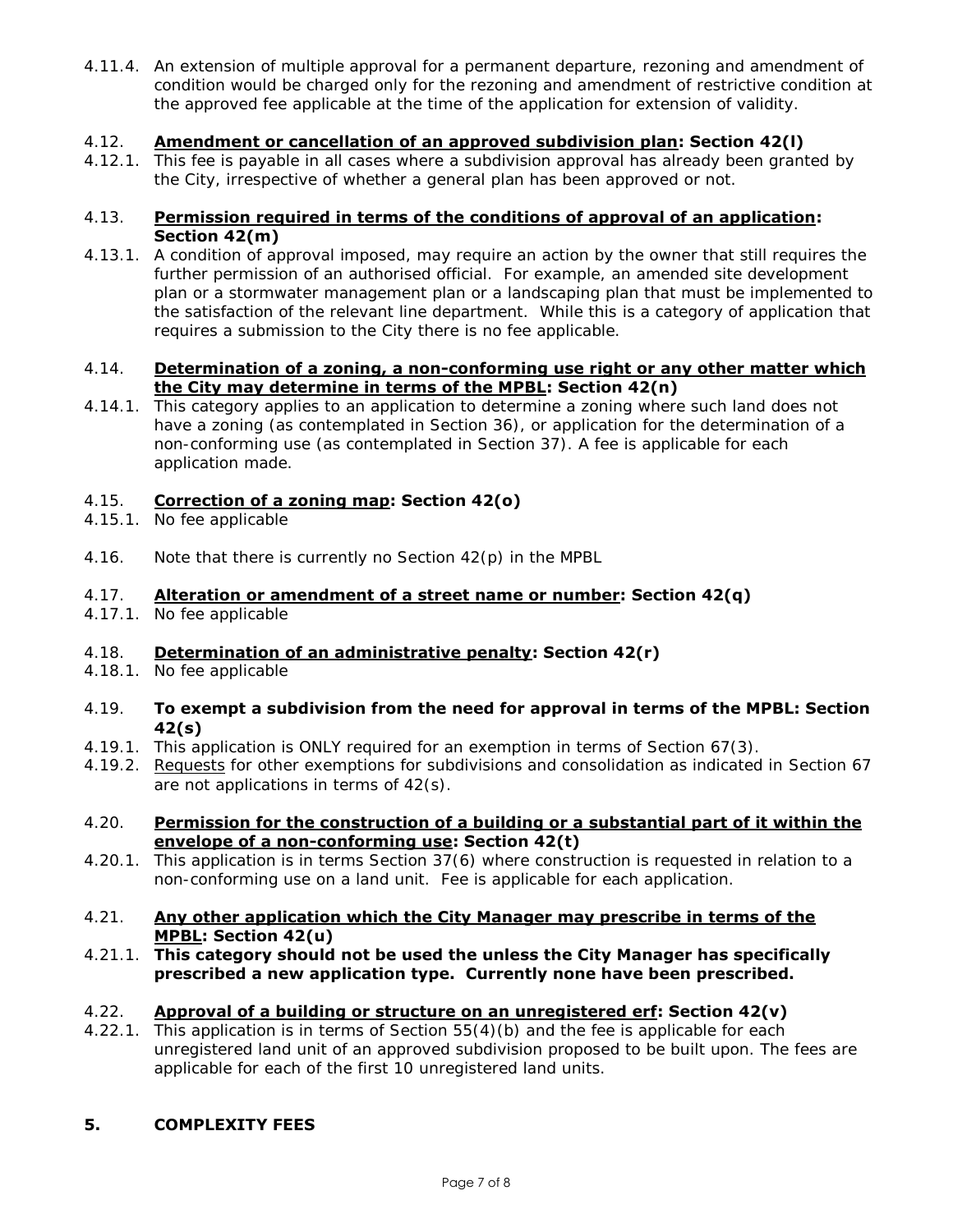4.11.4. An extension of multiple approval for a permanent departure, rezoning and amendment of condition would be charged only for the rezoning and amendment of restrictive condition at the approved fee applicable at the time of the application for extension of validity.

4.12. **Amendment or cancellation of an approved subdivision plan: Section 42(l)**

4.12.1. This fee is payable in all cases where a subdivision approval has already been granted by the City, irrespective of whether a general plan has been approved or not.

4.13. **Permission required in terms of the conditions of approval of an application: Section 42(m)**

4.13.1. A condition of approval imposed, may require an action by the owner that still requires the further permission of an authorised official. For example, an amended site development plan or a stormwater management plan or a landscaping plan that must be implemented to the satisfaction of the relevant line department. While this is a category of application that requires a submission to the City there is no fee applicable.

4.14. **Determination of a zoning, a non-conforming use right or any other matter which the City may determine in terms of the MPBL: Section 42(n)**

4.14.1. This category applies to an application to determine a zoning where such land does not have a zoning (as contemplated in Section 36), or application for the determination of a non-conforming use (as contemplated in Section 37). A fee is applicable for each application made.

4.15. **Correction of a zoning map: Section 42(o)**

4.15.1. No fee applicable

4.16. Note that there is currently no Section 42(p) in the MPBL

4.17. **Alteration or amendment of a street name or number: Section 42(q)**

4.17.1. No fee applicable

4.18. **Determination of an administrative penalty: Section 42(r)**

4.18.1. No fee applicable

4.19. **To exempt a subdivision from the need for approval in terms of the MPBL: Section 42(s)**

4.19.1. This application is ONLY required for an exemption in terms of Section 67(3).

4.19.2. Requests for other exemptions for subdivisions and consolidation as indicated in Section 67 are not applications in terms of 42(s).

4.20. **Permission for the construction of a building or a substantial part of it within the envelope of a non-conforming use: Section 42(t)**

4.20.1. This application is in terms Section 37(6) where construction is requested in relation to a non-conforming use on a land unit. Fee is applicable for each application.

4.21. **Any other application which the City Manager may prescribe in terms of the MPBL: Section 42(u)**

4.21.1. **This category should not be used the unless the City Manager has specifically prescribed a new application type. Currently none have been prescribed.**

4.22. **Approval of a building or structure on an unregistered erf: Section 42(v)**

4.22.1. This application is in terms of Section 55(4)(b) and the fee is applicable for each unregistered land unit of an approved subdivision proposed to be built upon. The fees are applicable for each of the first 10 unregistered land units.

## 5. COMPLEXITY FEES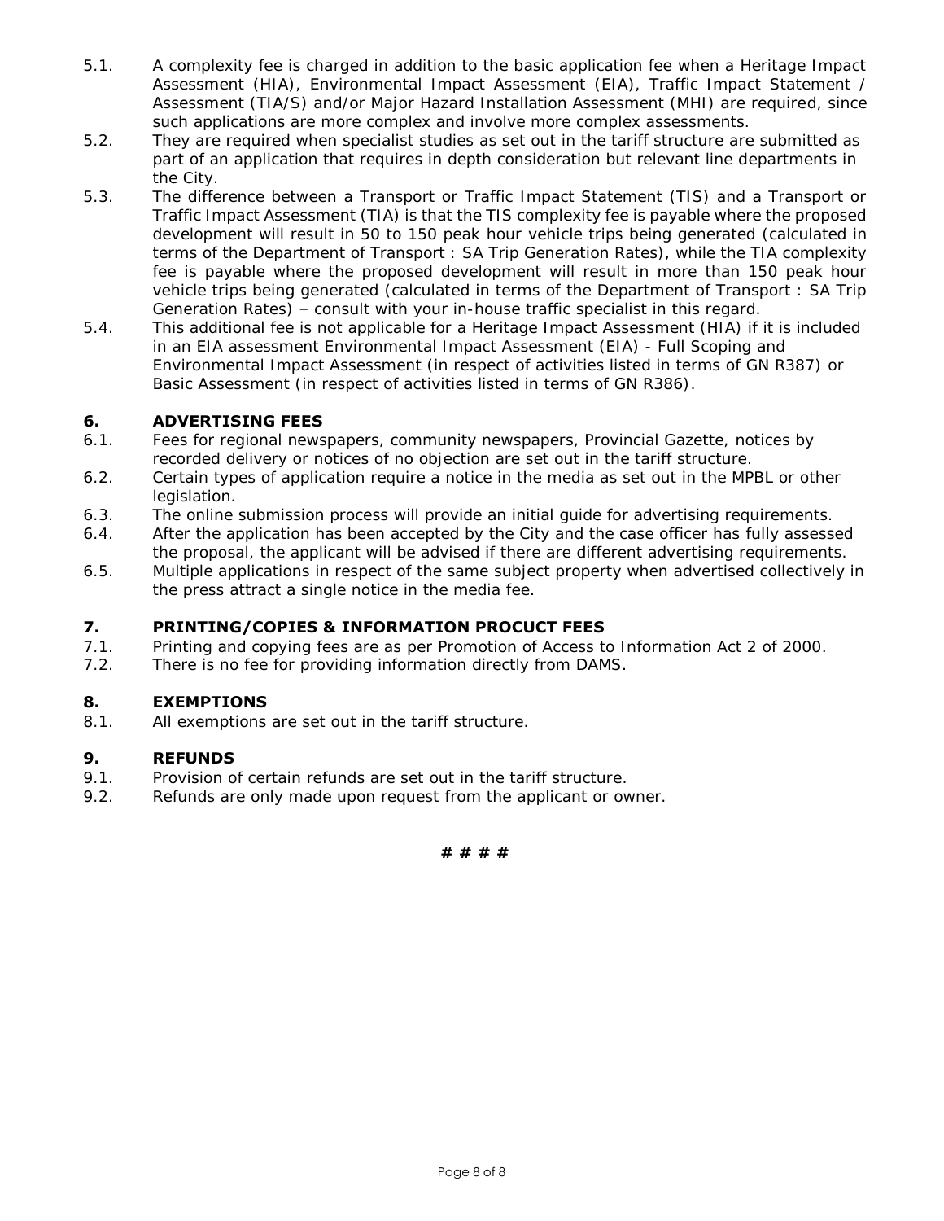5.1. A complexity fee is charged in addition to the basic application fee when a Heritage Impact Assessment (HIA), Environmental Impact Assessment (EIA), Traffic Impact Statement / Assessment (TIA/S) and/or Major Hazard Installation Assessment (MHI) are required, since such applications are more complex and involve more complex assessments.

5.2. They are required when specialist studies as set out in the tariff structure are submitted as part of an application that requires in depth consideration but relevant line departments in the City.

5.3. The difference between a Transport or Traffic Impact Statement (TIS) and a Transport or Traffic Impact Assessment (TIA) is that the TIS complexity fee is payable where the proposed development will result in 50 to 150 peak hour vehicle trips being generated (calculated in terms of the Department of Transport : SA Trip Generation Rates), while the TIA complexity fee is payable where the proposed development will result in more than 150 peak hour vehicle trips being generated (calculated in terms of the Department of Transport : SA Trip Generation Rates) – consult with your in-house traffic specialist in this regard.

5.4. This additional fee is not applicable for a Heritage Impact Assessment (HIA) if it is included in an EIA assessment Environmental Impact Assessment (EIA) - Full Scoping and Environmental Impact Assessment (in respect of activities listed in terms of GN R387) or Basic Assessment (in respect of activities listed in terms of GN R386).

## 6. ADVERTISING FEES

6.1. Fees for regional newspapers, community newspapers, Provincial Gazette, notices by recorded delivery or notices of no objection are set out in the tariff structure.

6.2. Certain types of application require a notice in the media as set out in the MPBL or other legislation.

6.3. The online submission process will provide an initial guide for advertising requirements.

6.4. After the application has been accepted by the City and the case officer has fully assessed the proposal, the applicant will be advised if there are different advertising requirements.

6.5. Multiple applications in respect of the same subject property when advertised collectively in the press attract a single notice in the media fee.

## 7. PRINTING/COPIES & INFORMATION PROCUCT FEES

7.1. Printing and copying fees are as per Promotion of Access to Information Act 2 of 2000.

7.2. There is no fee for providing information directly from DAMS.

## 8. EXEMPTIONS

8.1. All exemptions are set out in the tariff structure.

## 9. REFUNDS

9.1. Provision of certain refunds are set out in the tariff structure.

9.2. Refunds are only made upon request from the applicant or owner.

**# # # #**